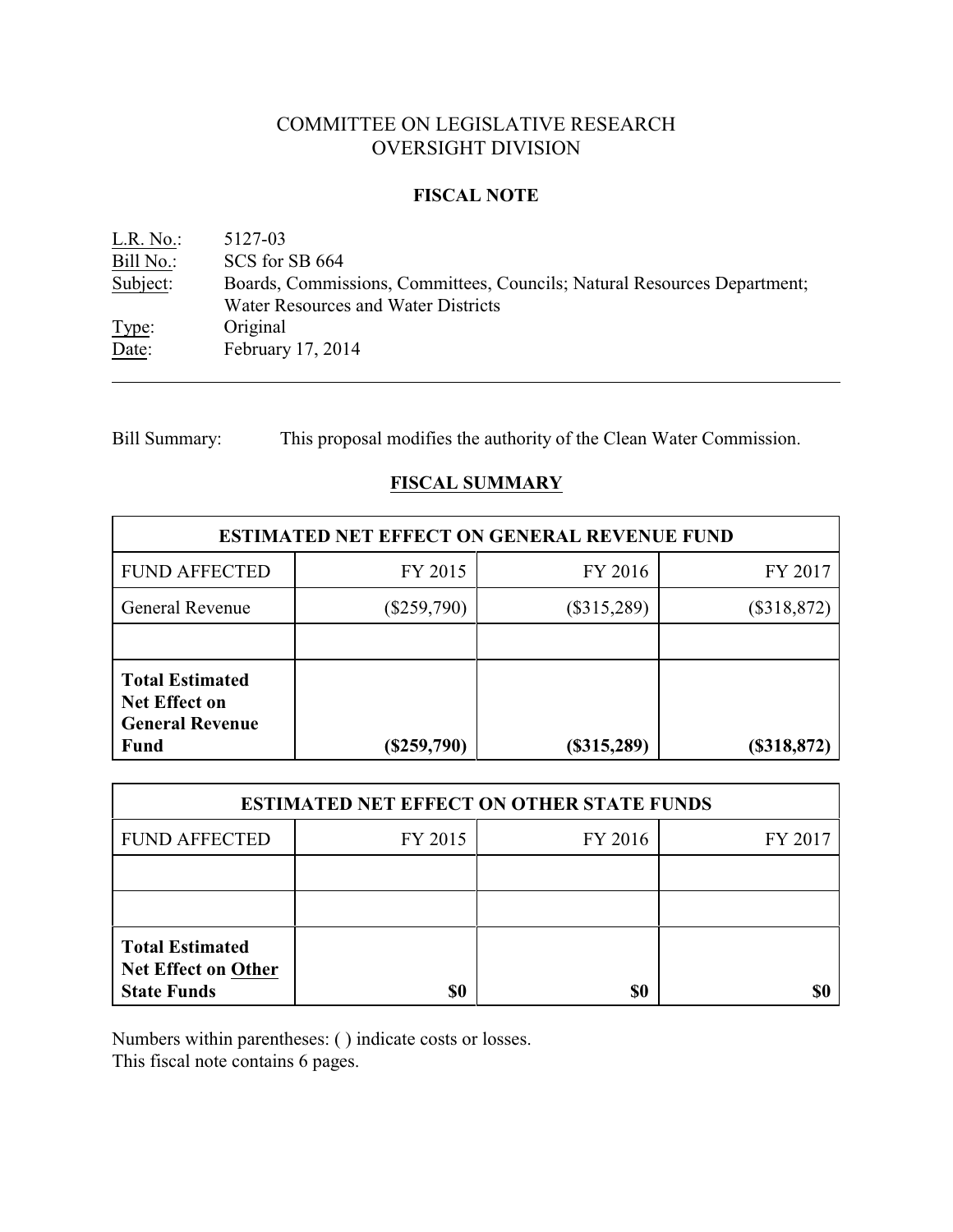# COMMITTEE ON LEGISLATIVE RESEARCH
# OVERSIGHT DIVISION

## FISCAL NOTE

L.R. No.: 5127-03
Bill No.: SCS for SB 664
Subject: Boards, Commissions, Committees, Councils; Natural Resources Department; Water Resources and Water Districts
Type: Original
Date: February 17, 2014

---

Bill Summary: This proposal modifies the authority of the Clean Water Commission.

## FISCAL SUMMARY

| ESTIMATED NET EFFECT ON GENERAL REVENUE FUND | | | |
|---|---|---|---|
| FUND AFFECTED | FY 2015 | FY 2016 | FY 2017 |
| General Revenue | ($259,790) | ($315,289) | ($318,872) |
| | | | |
| **Total Estimated Net Effect on General Revenue Fund** | **($259,790)** | **($315,289)** | **($318,872)** |

| ESTIMATED NET EFFECT ON OTHER STATE FUNDS | | | |
|---|---|---|---|
| FUND AFFECTED | FY 2015 | FY 2016 | FY 2017 |
| | | | |
| | | | |
| **Total Estimated Net Effect on Other State Funds** | **$0** | **$0** | **$0** |

Numbers within parentheses: ( ) indicate costs or losses.
This fiscal note contains 6 pages.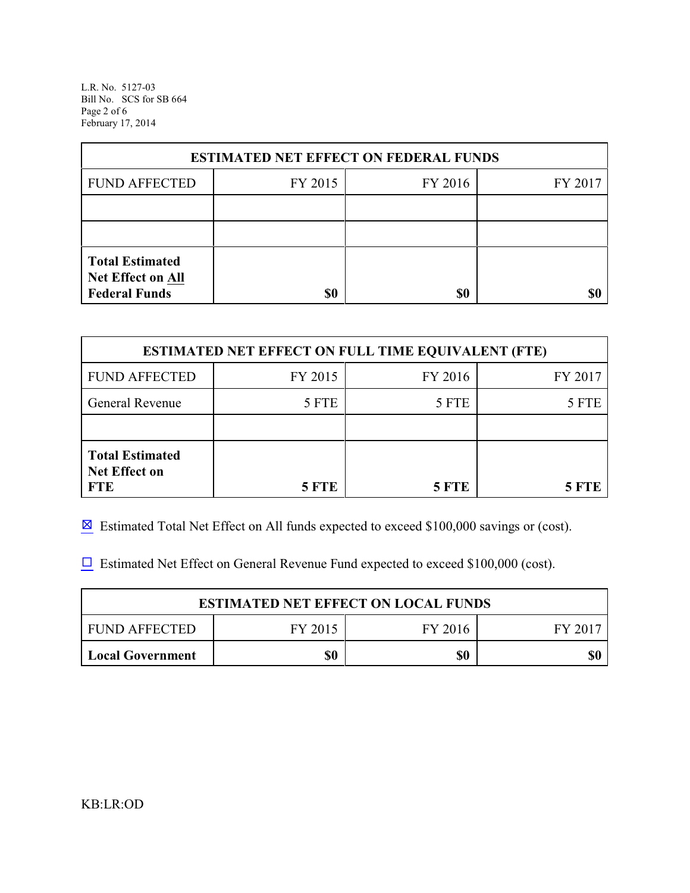| ESTIMATED NET EFFECT ON FEDERAL FUNDS | | | |
|---|---|---|---|
| FUND AFFECTED | FY 2015 | FY 2016 | FY 2017 |
| | | | |
| | | | |
| **Total Estimated Net Effect on All Federal Funds** | **$0** | **$0** | **$0** |

| ESTIMATED NET EFFECT ON FULL TIME EQUIVALENT (FTE) | | | |
|---|---|---|---|
| FUND AFFECTED | FY 2015 | FY 2016 | FY 2017 |
| General Revenue | 5 FTE | 5 FTE | 5 FTE |
| | | | |
| **Total Estimated Net Effect on FTE** | **5 FTE** | **5 FTE** | **5 FTE** |

☒ Estimated Total Net Effect on All funds expected to exceed $100,000 savings or (cost).

☐ Estimated Net Effect on General Revenue Fund expected to exceed $100,000 (cost).

| ESTIMATED NET EFFECT ON LOCAL FUNDS | | | |
|---|---|---|---|
| FUND AFFECTED | FY 2015 | FY 2016 | FY 2017 |
| **Local Government** | **$0** | **$0** | **$0** |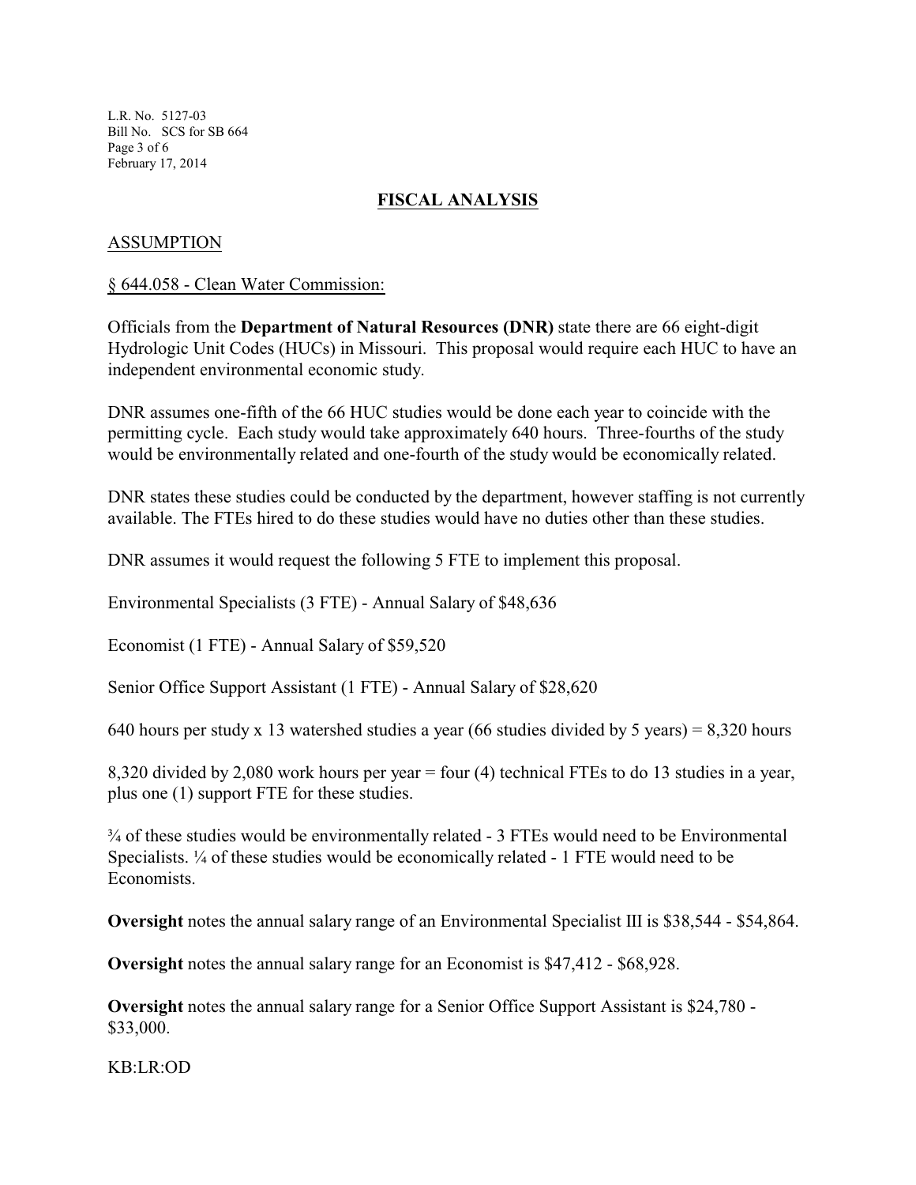## FISCAL ANALYSIS

### ASSUMPTION

§ 644.058 - Clean Water Commission:

Officials from the **Department of Natural Resources (DNR)** state there are 66 eight-digit Hydrologic Unit Codes (HUCs) in Missouri. This proposal would require each HUC to have an independent environmental economic study.

DNR assumes one-fifth of the 66 HUC studies would be done each year to coincide with the permitting cycle. Each study would take approximately 640 hours. Three-fourths of the study would be environmentally related and one-fourth of the study would be economically related.

DNR states these studies could be conducted by the department, however staffing is not currently available. The FTEs hired to do these studies would have no duties other than these studies.

DNR assumes it would request the following 5 FTE to implement this proposal.

Environmental Specialists (3 FTE) - Annual Salary of $48,636

Economist (1 FTE) - Annual Salary of $59,520

Senior Office Support Assistant (1 FTE) - Annual Salary of $28,620

640 hours per study x 13 watershed studies a year (66 studies divided by 5 years) = 8,320 hours

8,320 divided by 2,080 work hours per year = four (4) technical FTEs to do 13 studies in a year, plus one (1) support FTE for these studies.

¾ of these studies would be environmentally related - 3 FTEs would need to be Environmental Specialists. ¼ of these studies would be economically related - 1 FTE would need to be Economists.

**Oversight** notes the annual salary range of an Environmental Specialist III is $38,544 - $54,864.

**Oversight** notes the annual salary range for an Economist is $47,412 - $68,928.

**Oversight** notes the annual salary range for a Senior Office Support Assistant is $24,780 - $33,000.

KB:LR:OD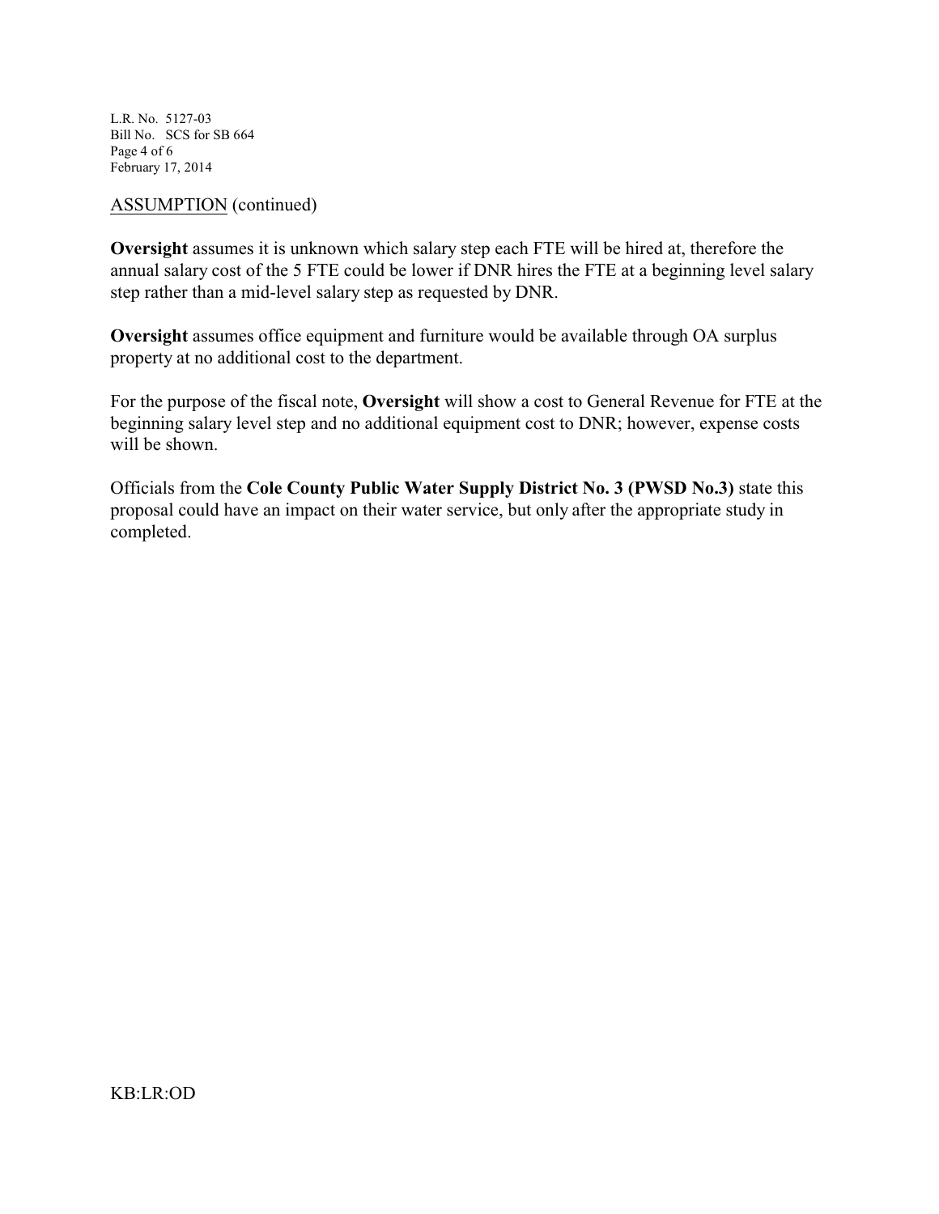ASSUMPTION (continued)

**Oversight** assumes it is unknown which salary step each FTE will be hired at, therefore the annual salary cost of the 5 FTE could be lower if DNR hires the FTE at a beginning level salary step rather than a mid-level salary step as requested by DNR.

**Oversight** assumes office equipment and furniture would be available through OA surplus property at no additional cost to the department.

For the purpose of the fiscal note, **Oversight** will show a cost to General Revenue for FTE at the beginning salary level step and no additional equipment cost to DNR; however, expense costs will be shown.

Officials from the **Cole County Public Water Supply District No. 3 (PWSD No.3)** state this proposal could have an impact on their water service, but only after the appropriate study in completed.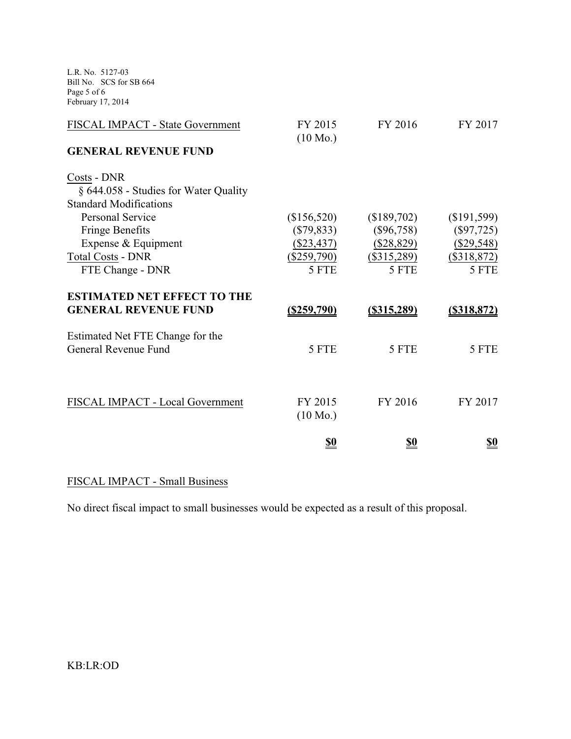| FISCAL IMPACT - State Government | FY 2015 (10 Mo.) | FY 2016 | FY 2017 |
|---|---|---|---|
| **GENERAL REVENUE FUND** | | | |
| Costs - DNR | | | |
| § 644.058 - Studies for Water Quality Standard Modifications | | | |
| Personal Service | ($156,520) | ($189,702) | ($191,599) |
| Fringe Benefits | ($79,833) | ($96,758) | ($97,725) |
| Expense & Equipment | ($23,437) | ($28,829) | ($29,548) |
| Total Costs - DNR | ($259,790) | ($315,289) | ($318,872) |
| FTE Change - DNR | 5 FTE | 5 FTE | 5 FTE |
| **ESTIMATED NET EFFECT TO THE GENERAL REVENUE FUND** | **($259,790)** | **($315,289)** | **($318,872)** |
| Estimated Net FTE Change for the General Revenue Fund | 5 FTE | 5 FTE | 5 FTE |

| FISCAL IMPACT - Local Government | FY 2015 (10 Mo.) | FY 2016 | FY 2017 |
|---|---|---|---|
| | **$0** | **$0** | **$0** |

FISCAL IMPACT - Small Business

No direct fiscal impact to small businesses would be expected as a result of this proposal.

KB:LR:OD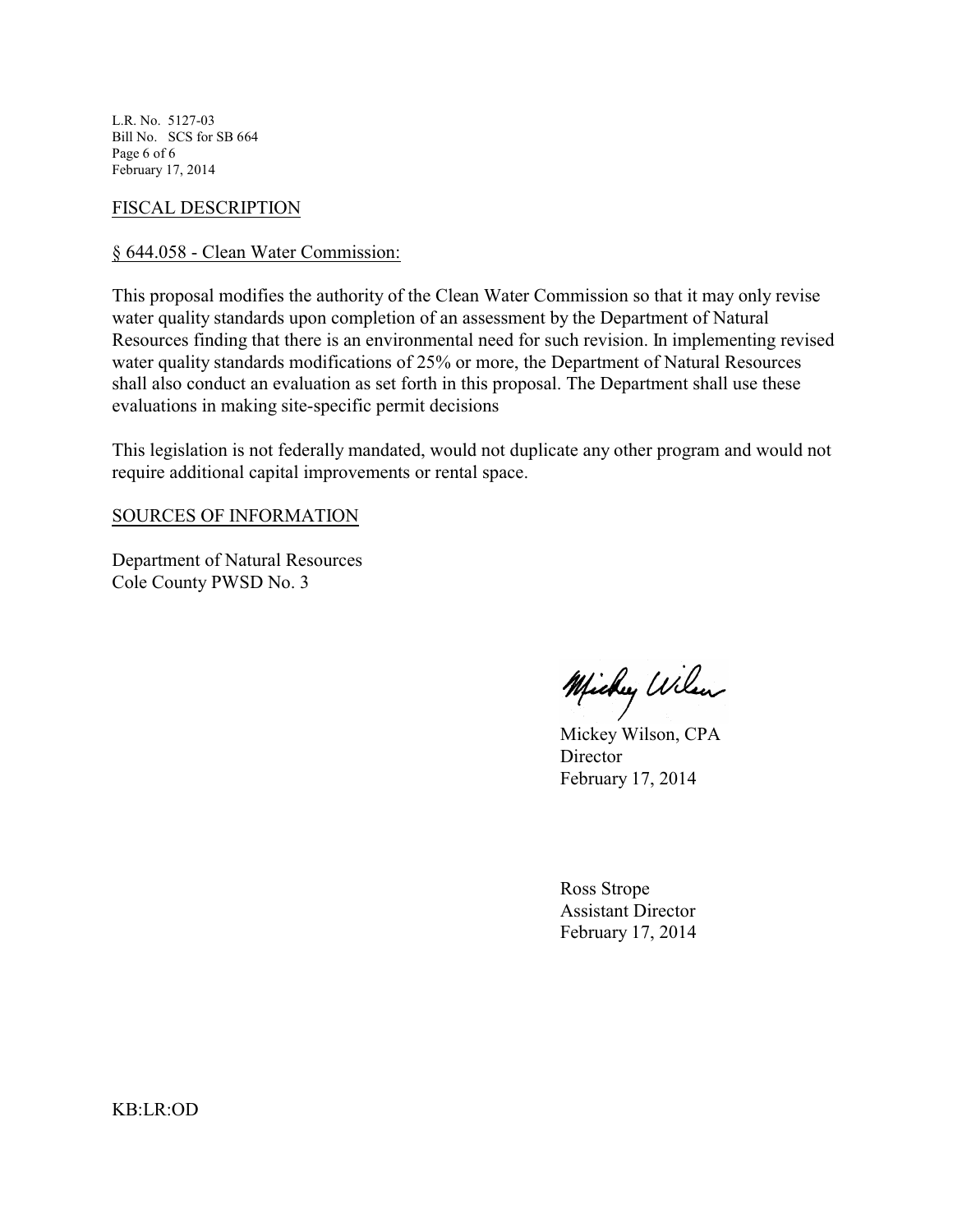FISCAL DESCRIPTION

§ 644.058 - Clean Water Commission:

This proposal modifies the authority of the Clean Water Commission so that it may only revise water quality standards upon completion of an assessment by the Department of Natural Resources finding that there is an environmental need for such revision. In implementing revised water quality standards modifications of 25% or more, the Department of Natural Resources shall also conduct an evaluation as set forth in this proposal. The Department shall use these evaluations in making site-specific permit decisions

This legislation is not federally mandated, would not duplicate any other program and would not require additional capital improvements or rental space.

SOURCES OF INFORMATION

Department of Natural Resources
Cole County PWSD No. 3

Mickey Wilson, CPA
Director
February 17, 2014

Ross Strope
Assistant Director
February 17, 2014

KB:LR:OD